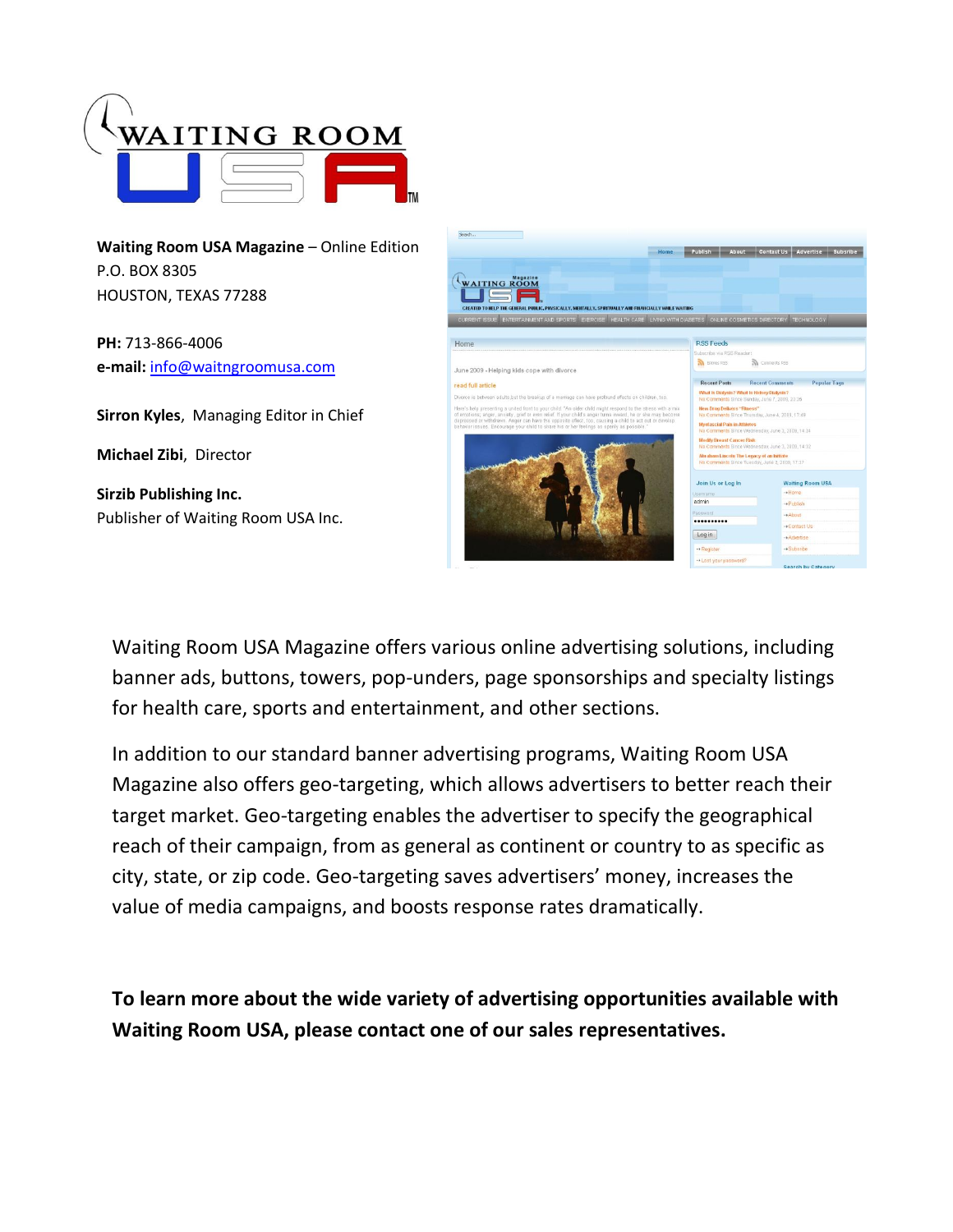Waiting Room USA

**Waiting Room USA Magazine** – Online Edition
P.O. BOX 8305
HOUSTON, TEXAS 77288

**PH:** 713-866-4006
**e-mail:** info@waitngroomusa.com

**Sirron Kyles**, Managing Editor in Chief

**Michael Zibi**, Director

**Sirzib Publishing Inc.**
Publisher of Waiting Room USA Inc.

Waiting Room USA Magazine offers various online advertising solutions, including banner ads, buttons, towers, pop-unders, page sponsorships and specialty listings for health care, sports and entertainment, and other sections.

In addition to our standard banner advertising programs, Waiting Room USA Magazine also offers geo-targeting, which allows advertisers to better reach their target market. Geo-targeting enables the advertiser to specify the geographical reach of their campaign, from as general as continent or country to as specific as city, state, or zip code. Geo-targeting saves advertisers' money, increases the value of media campaigns, and boosts response rates dramatically.

**To learn more about the wide variety of advertising opportunities available with Waiting Room USA, please contact one of our sales representatives.**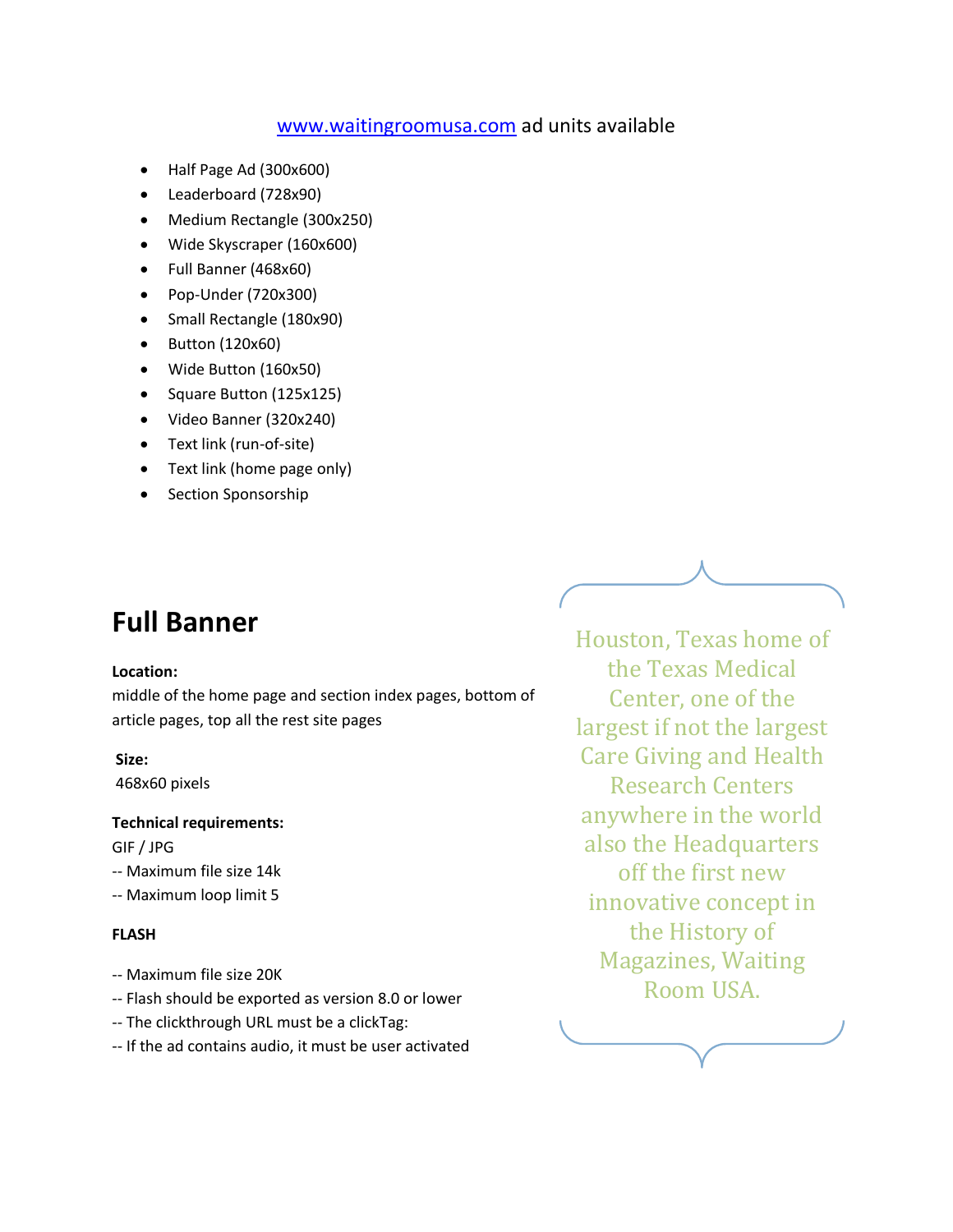www.waitingroomusa.com ad units available

- Half Page Ad (300x600)
- Leaderboard (728x90)
- Medium Rectangle (300x250)
- Wide Skyscraper (160x600)
- Full Banner (468x60)
- Pop-Under (720x300)
- Small Rectangle (180x90)
- Button (120x60)
- Wide Button (160x50)
- Square Button (125x125)
- Video Banner (320x240)
- Text link (run-of-site)
- Text link (home page only)
- Section Sponsorship

## Full Banner

**Location:**
middle of the home page and section index pages, bottom of article pages, top all the rest site pages

**Size:**
468x60 pixels

**Technical requirements:**
GIF / JPG
-- Maximum file size 14k
-- Maximum loop limit 5

**FLASH**

-- Maximum file size 20K
-- Flash should be exported as version 8.0 or lower
-- The clickthrough URL must be a clickTag:
-- If the ad contains audio, it must be user activated

Houston, Texas home of the Texas Medical Center, one of the largest if not the largest Care Giving and Health Research Centers anywhere in the world also the Headquarters off the first new innovative concept in the History of Magazines, Waiting Room USA.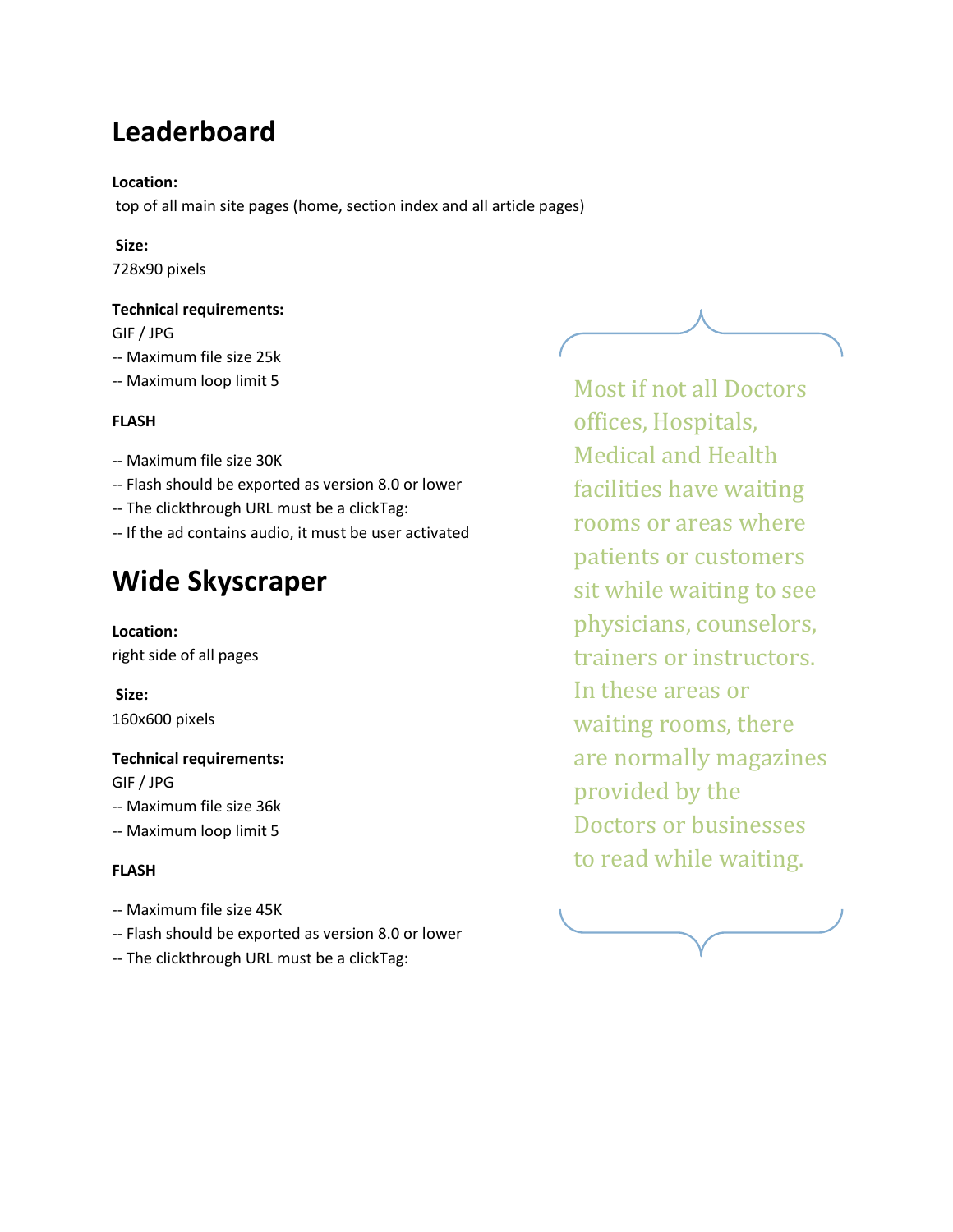## Leaderboard

**Location:**
top of all main site pages (home, section index and all article pages)

**Size:**
728x90 pixels

**Technical requirements:**
GIF / JPG
-- Maximum file size 25k
-- Maximum loop limit 5

**FLASH**

-- Maximum file size 30K
-- Flash should be exported as version 8.0 or lower
-- The clickthrough URL must be a clickTag:
-- If the ad contains audio, it must be user activated

## Wide Skyscraper

**Location:**
right side of all pages

**Size:**
160x600 pixels

**Technical requirements:**
GIF / JPG
-- Maximum file size 36k
-- Maximum loop limit 5

**FLASH**

-- Maximum file size 45K
-- Flash should be exported as version 8.0 or lower
-- The clickthrough URL must be a clickTag:

> Most if not all Doctors offices, Hospitals, Medical and Health facilities have waiting rooms or areas where patients or customers sit while waiting to see physicians, counselors, trainers or instructors. In these areas or waiting rooms, there are normally magazines provided by the Doctors or businesses to read while waiting.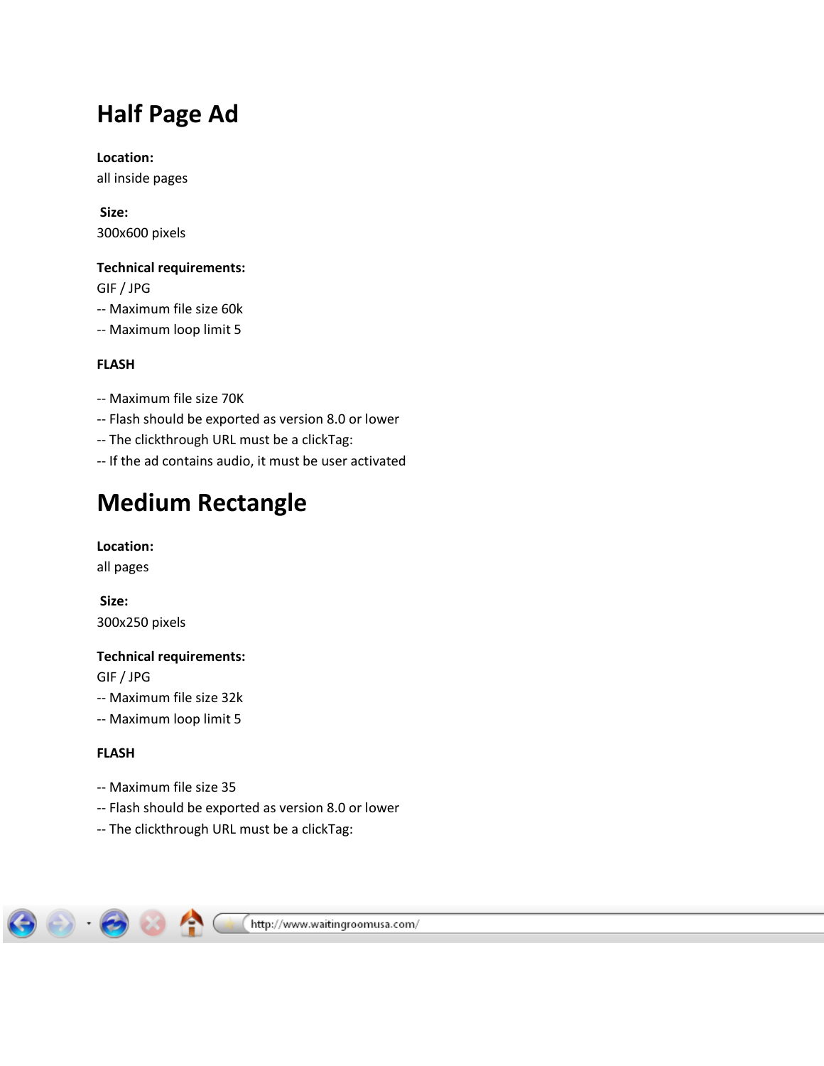# Half Page Ad

**Location:**
all inside pages

**Size:**
300x600 pixels

**Technical requirements:**
GIF / JPG
-- Maximum file size 60k
-- Maximum loop limit 5

**FLASH**

-- Maximum file size 70K
-- Flash should be exported as version 8.0 or lower
-- The clickthrough URL must be a clickTag:
-- If the ad contains audio, it must be user activated

# Medium Rectangle

**Location:**
all pages

**Size:**
300x250 pixels

**Technical requirements:**
GIF / JPG
-- Maximum file size 32k
-- Maximum loop limit 5

**FLASH**

-- Maximum file size 35
-- Flash should be exported as version 8.0 or lower
-- The clickthrough URL must be a clickTag:

http://www.waitingroomusa.com/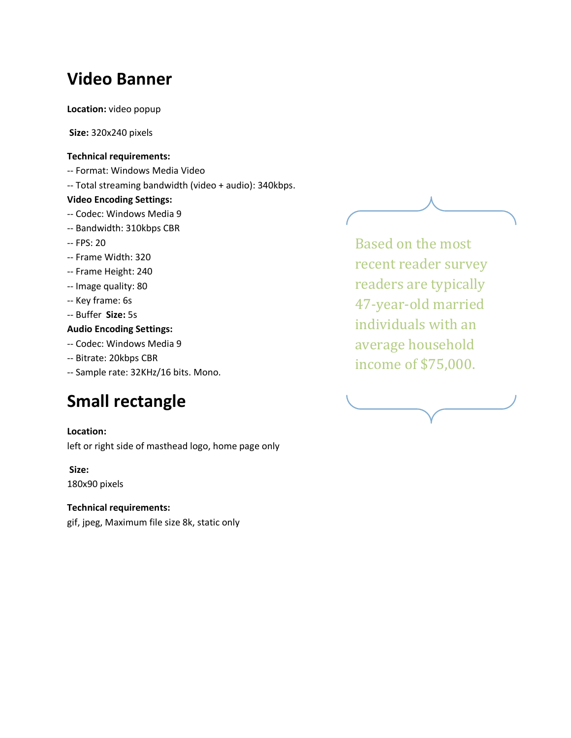## Video Banner

**Location:** video popup

**Size:** 320x240 pixels

**Technical requirements:**

-- Format: Windows Media Video

-- Total streaming bandwidth (video + audio): 340kbps.

**Video Encoding Settings:**

-- Codec: Windows Media 9

-- Bandwidth: 310kbps CBR

-- FPS: 20

-- Frame Width: 320

-- Frame Height: 240

-- Image quality: 80

-- Key frame: 6s

-- Buffer **Size:** 5s

**Audio Encoding Settings:**

-- Codec: Windows Media 9

-- Bitrate: 20kbps CBR

-- Sample rate: 32KHz/16 bits. Mono.

## Small rectangle

**Location:**

left or right side of masthead logo, home page only

**Size:**

180x90 pixels

**Technical requirements:**

gif, jpeg, Maximum file size 8k, static only

> Based on the most recent reader survey readers are typically 47-year-old married individuals with an average household income of $75,000.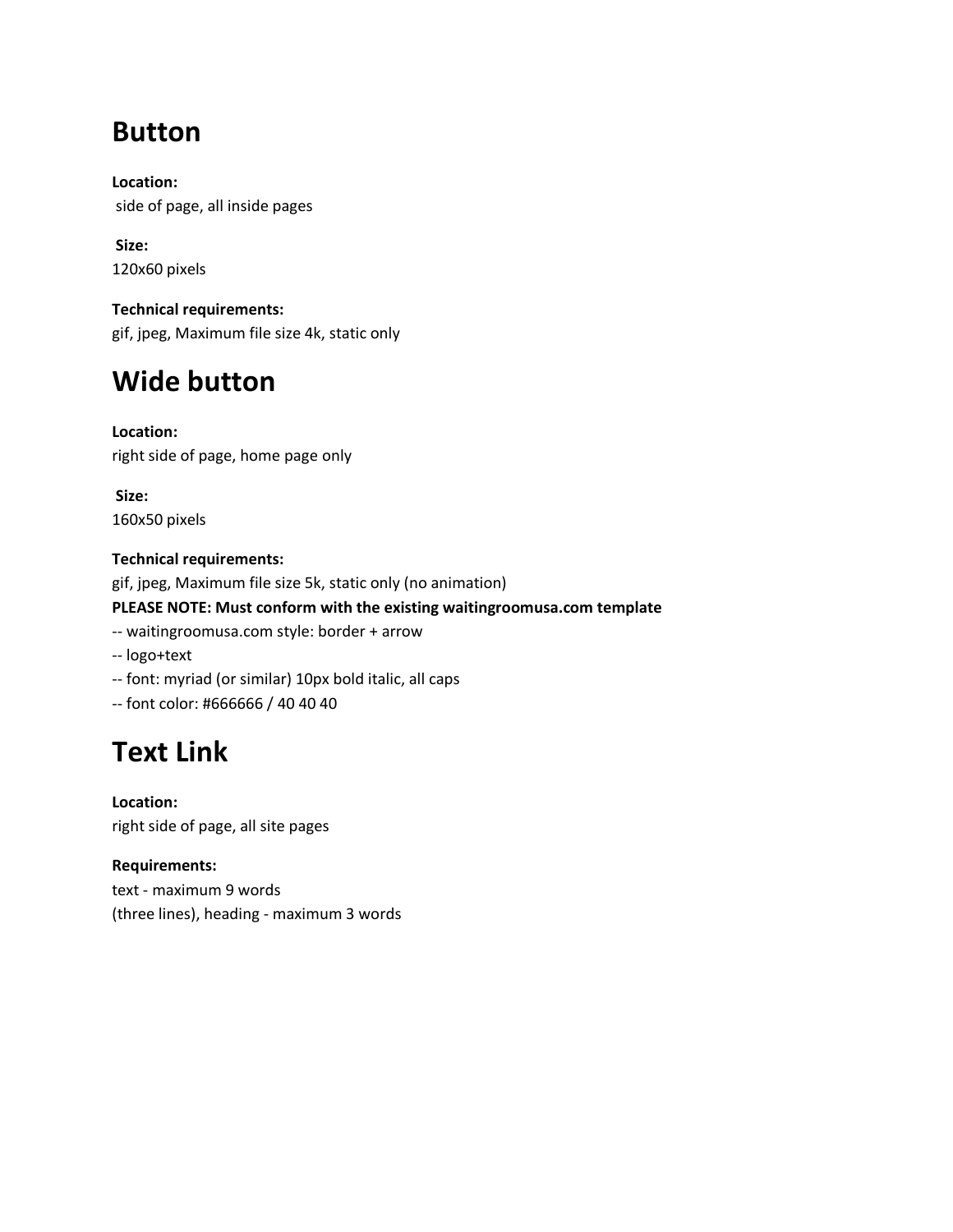## Button

**Location:**
side of page, all inside pages

**Size:**
120x60 pixels

**Technical requirements:**
gif, jpeg, Maximum file size 4k, static only

## Wide button

**Location:**
right side of page, home page only

**Size:**
160x50 pixels

**Technical requirements:**
gif, jpeg, Maximum file size 5k, static only (no animation)
**PLEASE NOTE: Must conform with the existing waitingroomusa.com template**
-- waitingroomusa.com style: border + arrow
-- logo+text
-- font: myriad (or similar) 10px bold italic, all caps
-- font color: #666666 / 40 40 40

## Text Link

**Location:**
right side of page, all site pages

**Requirements:**
text - maximum 9 words
(three lines), heading - maximum 3 words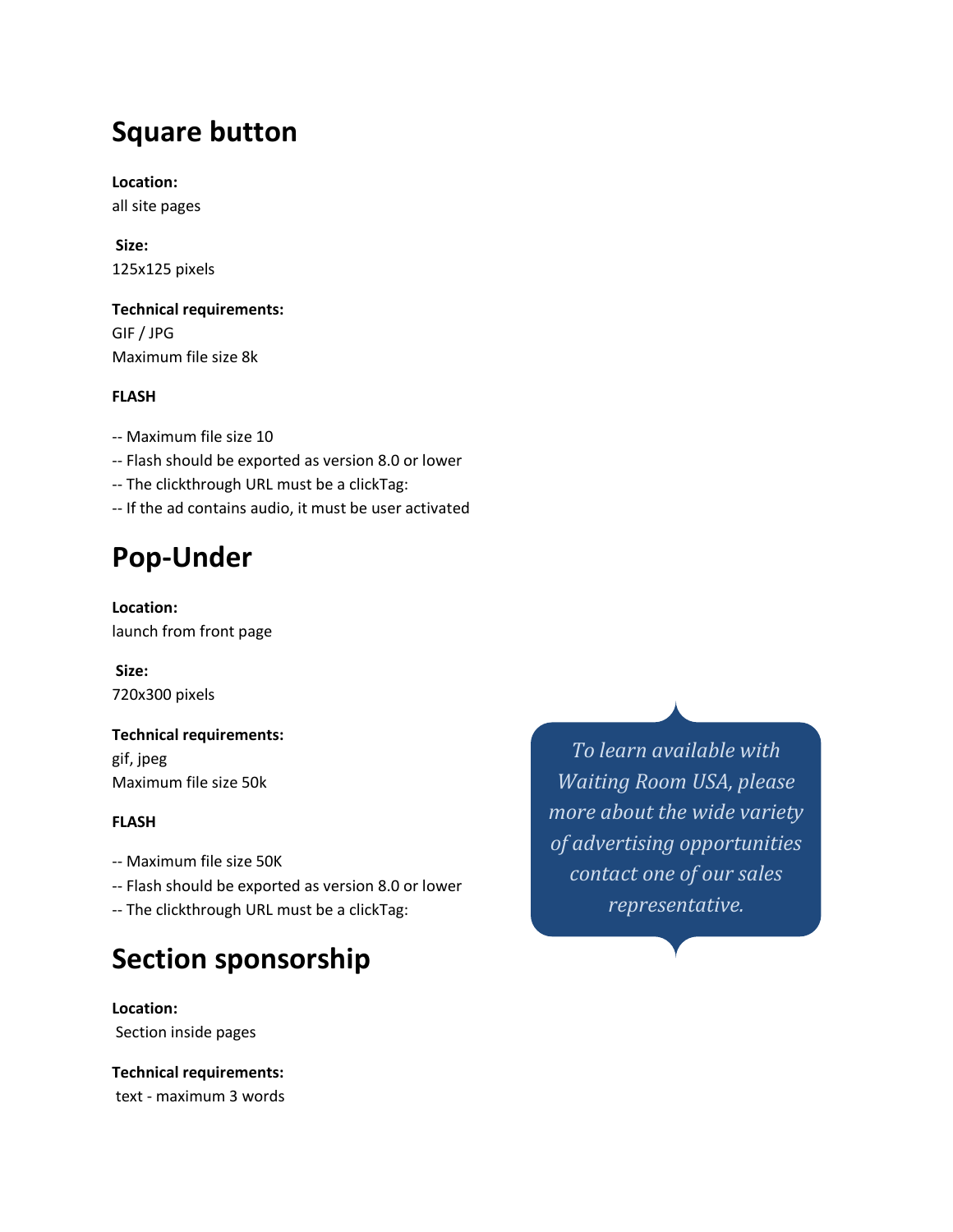## Square button

**Location:**
all site pages

**Size:**
125x125 pixels

**Technical requirements:**
GIF / JPG
Maximum file size 8k

**FLASH**

-- Maximum file size 10
-- Flash should be exported as version 8.0 or lower
-- The clickthrough URL must be a clickTag:
-- If the ad contains audio, it must be user activated

## Pop-Under

**Location:**
launch from front page

**Size:**
720x300 pixels

**Technical requirements:**
gif, jpeg
Maximum file size 50k

**FLASH**

-- Maximum file size 50K
-- Flash should be exported as version 8.0 or lower
-- The clickthrough URL must be a clickTag:

## Section sponsorship

**Location:**
Section inside pages

**Technical requirements:**
text - maximum 3 words

*To learn available with Waiting Room USA, please more about the wide variety of advertising opportunities contact one of our sales representative.*